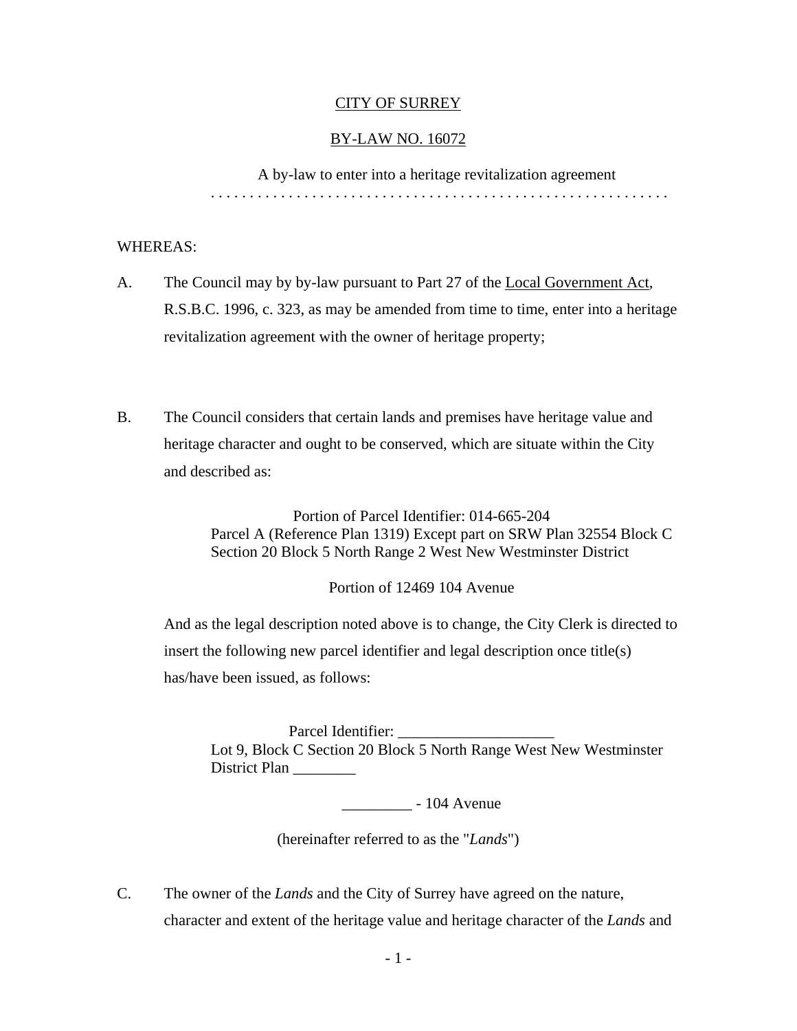<u>CITY OF SURREY</u>

<u>BY-LAW NO. 16072</u>

A by-law to enter into a heritage revitalization agreement

. . . . . . . . . . . . . . . . . . . . . . . . . . . . . . . . . . . . . . . . . . . . . . . . . . . . . . . . . .

WHEREAS:

A. The Council may by by-law pursuant to Part 27 of the <u>Local Government Act</u>, R.S.B.C. 1996, c. 323, as may be amended from time to time, enter into a heritage revitalization agreement with the owner of heritage property;

B. The Council considers that certain lands and premises have heritage value and heritage character and ought to be conserved, which are situate within the City and described as:

Portion of Parcel Identifier: 014-665-204
Parcel A (Reference Plan 1319) Except part on SRW Plan 32554 Block C Section 20 Block 5 North Range 2 West New Westminster District

Portion of 12469 104 Avenue

And as the legal description noted above is to change, the City Clerk is directed to insert the following new parcel identifier and legal description once title(s) has/have been issued, as follows:

Parcel Identifier: ____________________
Lot 9, Block C Section 20 Block 5 North Range West New Westminster District Plan ________

_________ - 104 Avenue

(hereinafter referred to as the "*Lands*")

C. The owner of the *Lands* and the City of Surrey have agreed on the nature, character and extent of the heritage value and heritage character of the *Lands* and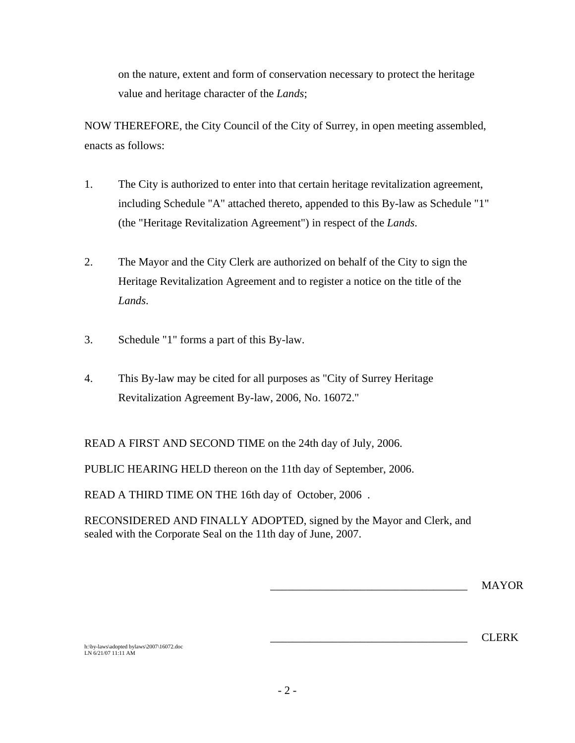on the nature, extent and form of conservation necessary to protect the heritage value and heritage character of the *Lands*;

NOW THEREFORE, the City Council of the City of Surrey, in open meeting assembled, enacts as follows:

1. The City is authorized to enter into that certain heritage revitalization agreement, including Schedule "A" attached thereto, appended to this By-law as Schedule "1" (the "Heritage Revitalization Agreement") in respect of the *Lands*.

2. The Mayor and the City Clerk are authorized on behalf of the City to sign the Heritage Revitalization Agreement and to register a notice on the title of the *Lands*.

3. Schedule "1" forms a part of this By-law.

4. This By-law may be cited for all purposes as "City of Surrey Heritage Revitalization Agreement By-law, 2006, No. 16072."

READ A FIRST AND SECOND TIME on the 24th day of July, 2006.

PUBLIC HEARING HELD thereon on the 11th day of September, 2006.

READ A THIRD TIME ON THE 16th day of October, 2006 .

RECONSIDERED AND FINALLY ADOPTED, signed by the Mayor and Clerk, and sealed with the Corporate Seal on the 11th day of June, 2007.

\_\_\_\_\_\_\_\_\_\_\_\_\_\_\_\_\_\_\_\_\_\_\_\_\_\_\_\_\_\_\_\_\_\_\_\_ MAYOR

\_\_\_\_\_\_\_\_\_\_\_\_\_\_\_\_\_\_\_\_\_\_\_\_\_\_\_\_\_\_\_\_\_\_\_\_ CLERK

h:\by-laws\adopted bylaws\2007\16072.doc
LN 6/21/07 11:11 AM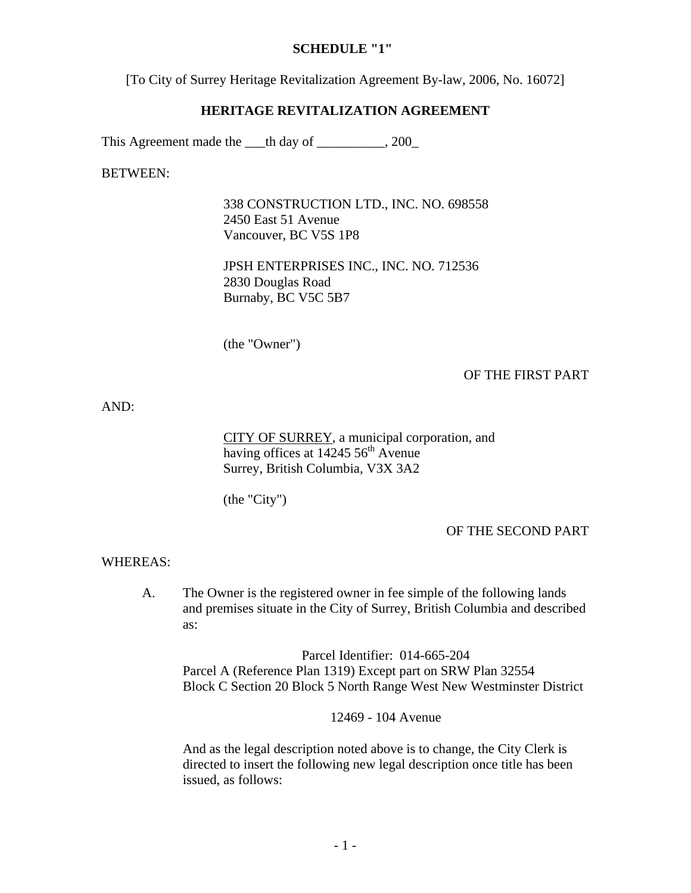**SCHEDULE "1"**

[To City of Surrey Heritage Revitalization Agreement By-law, 2006, No. 16072]

**HERITAGE REVITALIZATION AGREEMENT**

This Agreement made the ___th day of __________, 200_

BETWEEN:

338 CONSTRUCTION LTD., INC. NO. 698558
2450 East 51 Avenue
Vancouver, BC V5S 1P8

JPSH ENTERPRISES INC., INC. NO. 712536
2830 Douglas Road
Burnaby, BC V5C 5B7

(the "Owner")

OF THE FIRST PART

AND:

CITY OF SURREY, a municipal corporation, and having offices at 14245 56th Avenue
Surrey, British Columbia, V3X 3A2

(the "City")

OF THE SECOND PART

WHEREAS:

A. The Owner is the registered owner in fee simple of the following lands and premises situate in the City of Surrey, British Columbia and described as:

Parcel Identifier: 014-665-204
Parcel A (Reference Plan 1319) Except part on SRW Plan 32554
Block C Section 20 Block 5 North Range West New Westminster District

12469 - 104 Avenue

And as the legal description noted above is to change, the City Clerk is directed to insert the following new legal description once title has been issued, as follows: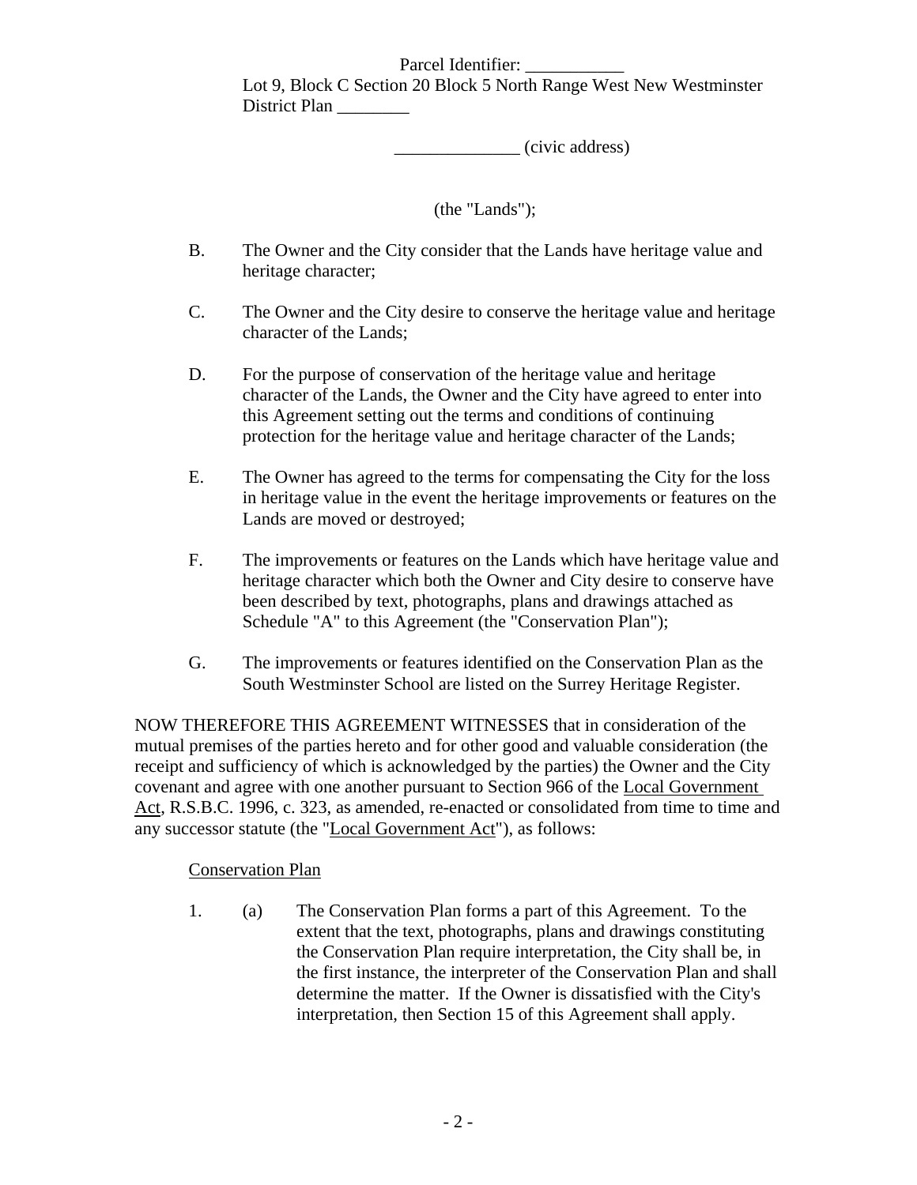Parcel Identifier: ___________
Lot 9, Block C Section 20 Block 5 North Range West New Westminster District Plan ________

______________ (civic address)

(the "Lands");

B. The Owner and the City consider that the Lands have heritage value and heritage character;

C. The Owner and the City desire to conserve the heritage value and heritage character of the Lands;

D. For the purpose of conservation of the heritage value and heritage character of the Lands, the Owner and the City have agreed to enter into this Agreement setting out the terms and conditions of continuing protection for the heritage value and heritage character of the Lands;

E. The Owner has agreed to the terms for compensating the City for the loss in heritage value in the event the heritage improvements or features on the Lands are moved or destroyed;

F. The improvements or features on the Lands which have heritage value and heritage character which both the Owner and City desire to conserve have been described by text, photographs, plans and drawings attached as Schedule "A" to this Agreement (the "Conservation Plan");

G. The improvements or features identified on the Conservation Plan as the South Westminster School are listed on the Surrey Heritage Register.

NOW THEREFORE THIS AGREEMENT WITNESSES that in consideration of the mutual premises of the parties hereto and for other good and valuable consideration (the receipt and sufficiency of which is acknowledged by the parties) the Owner and the City covenant and agree with one another pursuant to Section 966 of the Local Government Act, R.S.B.C. 1996, c. 323, as amended, re-enacted or consolidated from time to time and any successor statute (the "Local Government Act"), as follows:

Conservation Plan

1. (a) The Conservation Plan forms a part of this Agreement. To the extent that the text, photographs, plans and drawings constituting the Conservation Plan require interpretation, the City shall be, in the first instance, the interpreter of the Conservation Plan and shall determine the matter. If the Owner is dissatisfied with the City's interpretation, then Section 15 of this Agreement shall apply.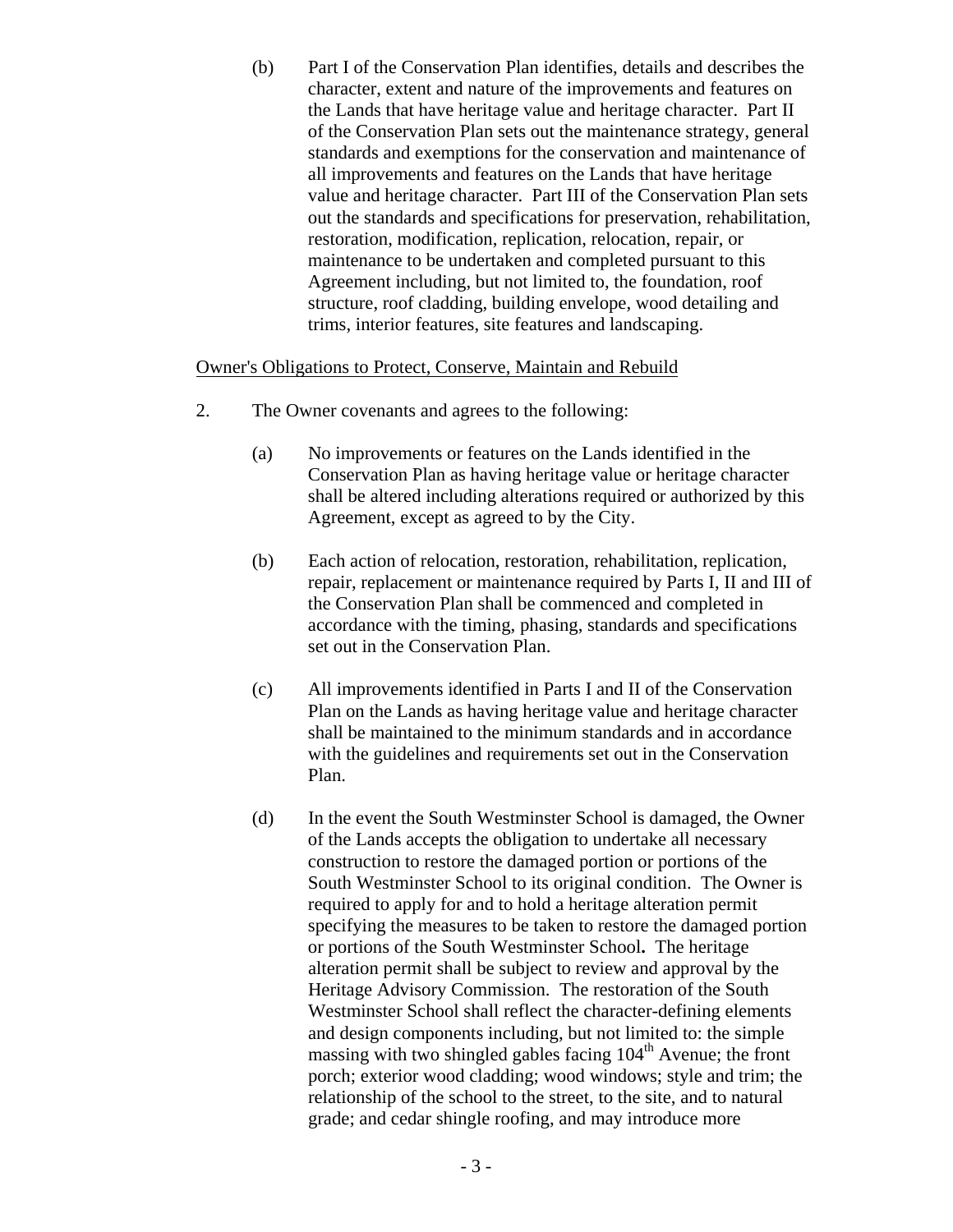(b) Part I of the Conservation Plan identifies, details and describes the character, extent and nature of the improvements and features on the Lands that have heritage value and heritage character. Part II of the Conservation Plan sets out the maintenance strategy, general standards and exemptions for the conservation and maintenance of all improvements and features on the Lands that have heritage value and heritage character. Part III of the Conservation Plan sets out the standards and specifications for preservation, rehabilitation, restoration, modification, replication, relocation, repair, or maintenance to be undertaken and completed pursuant to this Agreement including, but not limited to, the foundation, roof structure, roof cladding, building envelope, wood detailing and trims, interior features, site features and landscaping.

Owner's Obligations to Protect, Conserve, Maintain and Rebuild

2. The Owner covenants and agrees to the following:

(a) No improvements or features on the Lands identified in the Conservation Plan as having heritage value or heritage character shall be altered including alterations required or authorized by this Agreement, except as agreed to by the City.

(b) Each action of relocation, restoration, rehabilitation, replication, repair, replacement or maintenance required by Parts I, II and III of the Conservation Plan shall be commenced and completed in accordance with the timing, phasing, standards and specifications set out in the Conservation Plan.

(c) All improvements identified in Parts I and II of the Conservation Plan on the Lands as having heritage value and heritage character shall be maintained to the minimum standards and in accordance with the guidelines and requirements set out in the Conservation Plan.

(d) In the event the South Westminster School is damaged, the Owner of the Lands accepts the obligation to undertake all necessary construction to restore the damaged portion or portions of the South Westminster School to its original condition. The Owner is required to apply for and to hold a heritage alteration permit specifying the measures to be taken to restore the damaged portion or portions of the South Westminster School**.** The heritage alteration permit shall be subject to review and approval by the Heritage Advisory Commission. The restoration of the South Westminster School shall reflect the character-defining elements and design components including, but not limited to: the simple massing with two shingled gables facing 104th Avenue; the front porch; exterior wood cladding; wood windows; style and trim; the relationship of the school to the street, to the site, and to natural grade; and cedar shingle roofing, and may introduce more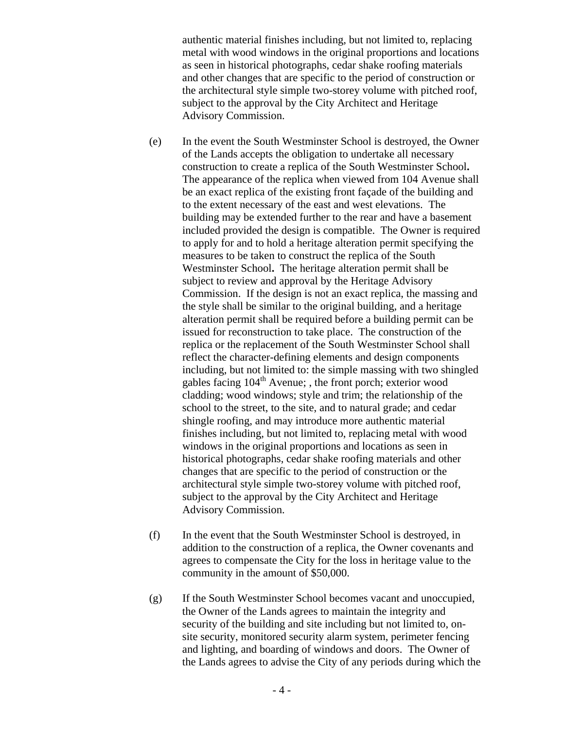authentic material finishes including, but not limited to, replacing metal with wood windows in the original proportions and locations as seen in historical photographs, cedar shake roofing materials and other changes that are specific to the period of construction or the architectural style simple two-storey volume with pitched roof, subject to the approval by the City Architect and Heritage Advisory Commission.

(e) In the event the South Westminster School is destroyed, the Owner of the Lands accepts the obligation to undertake all necessary construction to create a replica of the South Westminster School**.** The appearance of the replica when viewed from 104 Avenue shall be an exact replica of the existing front façade of the building and to the extent necessary of the east and west elevations. The building may be extended further to the rear and have a basement included provided the design is compatible. The Owner is required to apply for and to hold a heritage alteration permit specifying the measures to be taken to construct the replica of the South Westminster School**.** The heritage alteration permit shall be subject to review and approval by the Heritage Advisory Commission. If the design is not an exact replica, the massing and the style shall be similar to the original building, and a heritage alteration permit shall be required before a building permit can be issued for reconstruction to take place. The construction of the replica or the replacement of the South Westminster School shall reflect the character-defining elements and design components including, but not limited to: the simple massing with two shingled gables facing 104th Avenue; , the front porch; exterior wood cladding; wood windows; style and trim; the relationship of the school to the street, to the site, and to natural grade; and cedar shingle roofing, and may introduce more authentic material finishes including, but not limited to, replacing metal with wood windows in the original proportions and locations as seen in historical photographs, cedar shake roofing materials and other changes that are specific to the period of construction or the architectural style simple two-storey volume with pitched roof, subject to the approval by the City Architect and Heritage Advisory Commission.

(f) In the event that the South Westminster School is destroyed, in addition to the construction of a replica, the Owner covenants and agrees to compensate the City for the loss in heritage value to the community in the amount of $50,000.

(g) If the South Westminster School becomes vacant and unoccupied, the Owner of the Lands agrees to maintain the integrity and security of the building and site including but not limited to, on-site security, monitored security alarm system, perimeter fencing and lighting, and boarding of windows and doors. The Owner of the Lands agrees to advise the City of any periods during which the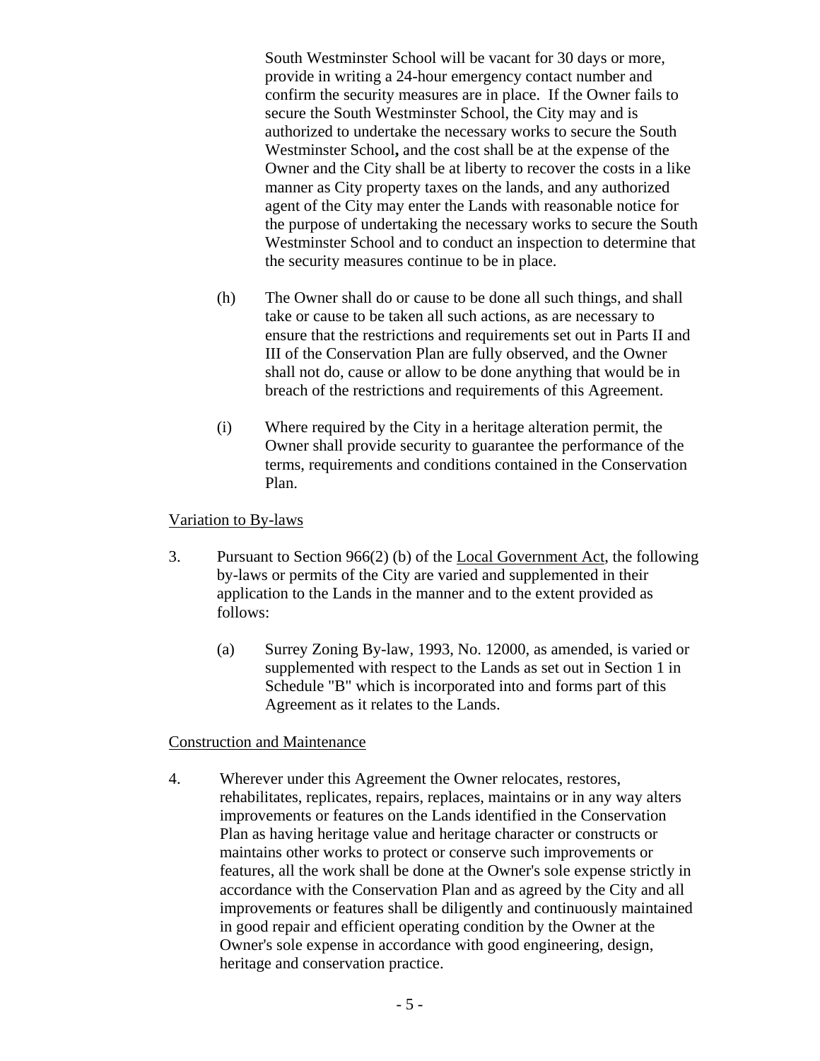South Westminster School will be vacant for 30 days or more, provide in writing a 24-hour emergency contact number and confirm the security measures are in place. If the Owner fails to secure the South Westminster School, the City may and is authorized to undertake the necessary works to secure the South Westminster School**,** and the cost shall be at the expense of the Owner and the City shall be at liberty to recover the costs in a like manner as City property taxes on the lands, and any authorized agent of the City may enter the Lands with reasonable notice for the purpose of undertaking the necessary works to secure the South Westminster School and to conduct an inspection to determine that the security measures continue to be in place.

(h) The Owner shall do or cause to be done all such things, and shall take or cause to be taken all such actions, as are necessary to ensure that the restrictions and requirements set out in Parts II and III of the Conservation Plan are fully observed, and the Owner shall not do, cause or allow to be done anything that would be in breach of the restrictions and requirements of this Agreement.

(i) Where required by the City in a heritage alteration permit, the Owner shall provide security to guarantee the performance of the terms, requirements and conditions contained in the Conservation Plan.

<u>Variation to By-laws</u>

3. Pursuant to Section 966(2) (b) of the <u>Local Government Act</u>, the following by-laws or permits of the City are varied and supplemented in their application to the Lands in the manner and to the extent provided as follows:

   (a) Surrey Zoning By-law, 1993, No. 12000, as amended, is varied or supplemented with respect to the Lands as set out in Section 1 in Schedule "B" which is incorporated into and forms part of this Agreement as it relates to the Lands.

<u>Construction and Maintenance</u>

4. Wherever under this Agreement the Owner relocates, restores, rehabilitates, replicates, repairs, replaces, maintains or in any way alters improvements or features on the Lands identified in the Conservation Plan as having heritage value and heritage character or constructs or maintains other works to protect or conserve such improvements or features, all the work shall be done at the Owner's sole expense strictly in accordance with the Conservation Plan and as agreed by the City and all improvements or features shall be diligently and continuously maintained in good repair and efficient operating condition by the Owner at the Owner's sole expense in accordance with good engineering, design, heritage and conservation practice.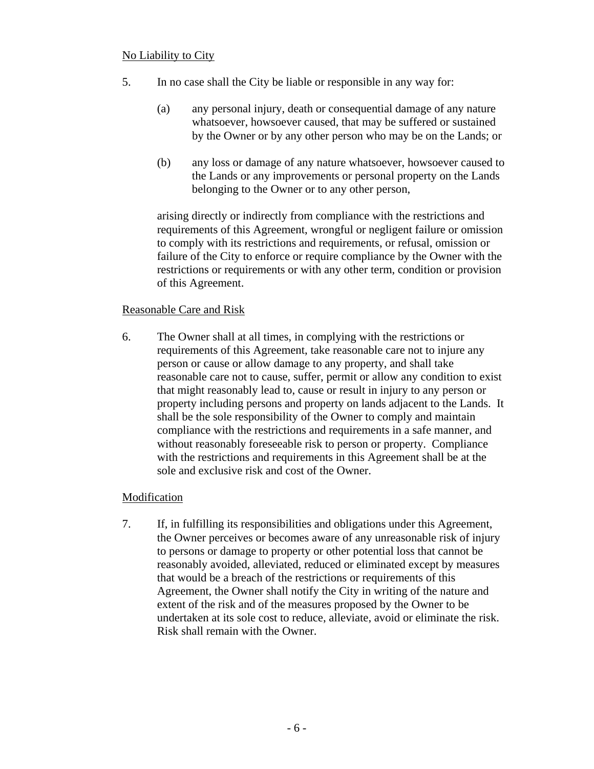No Liability to City

5. In no case shall the City be liable or responsible in any way for:

   (a) any personal injury, death or consequential damage of any nature whatsoever, howsoever caused, that may be suffered or sustained by the Owner or by any other person who may be on the Lands; or

   (b) any loss or damage of any nature whatsoever, howsoever caused to the Lands or any improvements or personal property on the Lands belonging to the Owner or to any other person,

   arising directly or indirectly from compliance with the restrictions and requirements of this Agreement, wrongful or negligent failure or omission to comply with its restrictions and requirements, or refusal, omission or failure of the City to enforce or require compliance by the Owner with the restrictions or requirements or with any other term, condition or provision of this Agreement.

Reasonable Care and Risk

6. The Owner shall at all times, in complying with the restrictions or requirements of this Agreement, take reasonable care not to injure any person or cause or allow damage to any property, and shall take reasonable care not to cause, suffer, permit or allow any condition to exist that might reasonably lead to, cause or result in injury to any person or property including persons and property on lands adjacent to the Lands. It shall be the sole responsibility of the Owner to comply and maintain compliance with the restrictions and requirements in a safe manner, and without reasonably foreseeable risk to person or property. Compliance with the restrictions and requirements in this Agreement shall be at the sole and exclusive risk and cost of the Owner.

Modification

7. If, in fulfilling its responsibilities and obligations under this Agreement, the Owner perceives or becomes aware of any unreasonable risk of injury to persons or damage to property or other potential loss that cannot be reasonably avoided, alleviated, reduced or eliminated except by measures that would be a breach of the restrictions or requirements of this Agreement, the Owner shall notify the City in writing of the nature and extent of the risk and of the measures proposed by the Owner to be undertaken at its sole cost to reduce, alleviate, avoid or eliminate the risk. Risk shall remain with the Owner.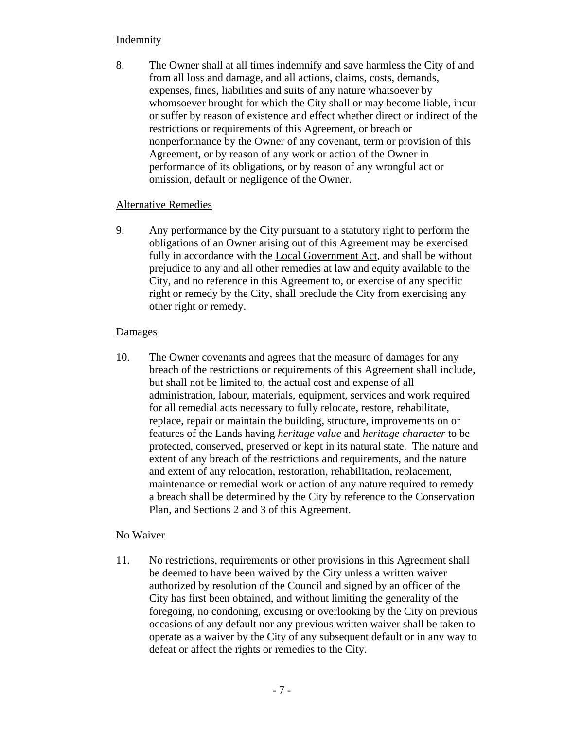Indemnity

8. The Owner shall at all times indemnify and save harmless the City of and from all loss and damage, and all actions, claims, costs, demands, expenses, fines, liabilities and suits of any nature whatsoever by whomsoever brought for which the City shall or may become liable, incur or suffer by reason of existence and effect whether direct or indirect of the restrictions or requirements of this Agreement, or breach or nonperformance by the Owner of any covenant, term or provision of this Agreement, or by reason of any work or action of the Owner in performance of its obligations, or by reason of any wrongful act or omission, default or negligence of the Owner.

Alternative Remedies

9. Any performance by the City pursuant to a statutory right to perform the obligations of an Owner arising out of this Agreement may be exercised fully in accordance with the Local Government Act, and shall be without prejudice to any and all other remedies at law and equity available to the City, and no reference in this Agreement to, or exercise of any specific right or remedy by the City, shall preclude the City from exercising any other right or remedy.

Damages

10. The Owner covenants and agrees that the measure of damages for any breach of the restrictions or requirements of this Agreement shall include, but shall not be limited to, the actual cost and expense of all administration, labour, materials, equipment, services and work required for all remedial acts necessary to fully relocate, restore, rehabilitate, replace, repair or maintain the building, structure, improvements on or features of the Lands having *heritage value* and *heritage character* to be protected, conserved, preserved or kept in its natural state. The nature and extent of any breach of the restrictions and requirements, and the nature and extent of any relocation, restoration, rehabilitation, replacement, maintenance or remedial work or action of any nature required to remedy a breach shall be determined by the City by reference to the Conservation Plan, and Sections 2 and 3 of this Agreement.

No Waiver

11. No restrictions, requirements or other provisions in this Agreement shall be deemed to have been waived by the City unless a written waiver authorized by resolution of the Council and signed by an officer of the City has first been obtained, and without limiting the generality of the foregoing, no condoning, excusing or overlooking by the City on previous occasions of any default nor any previous written waiver shall be taken to operate as a waiver by the City of any subsequent default or in any way to defeat or affect the rights or remedies to the City.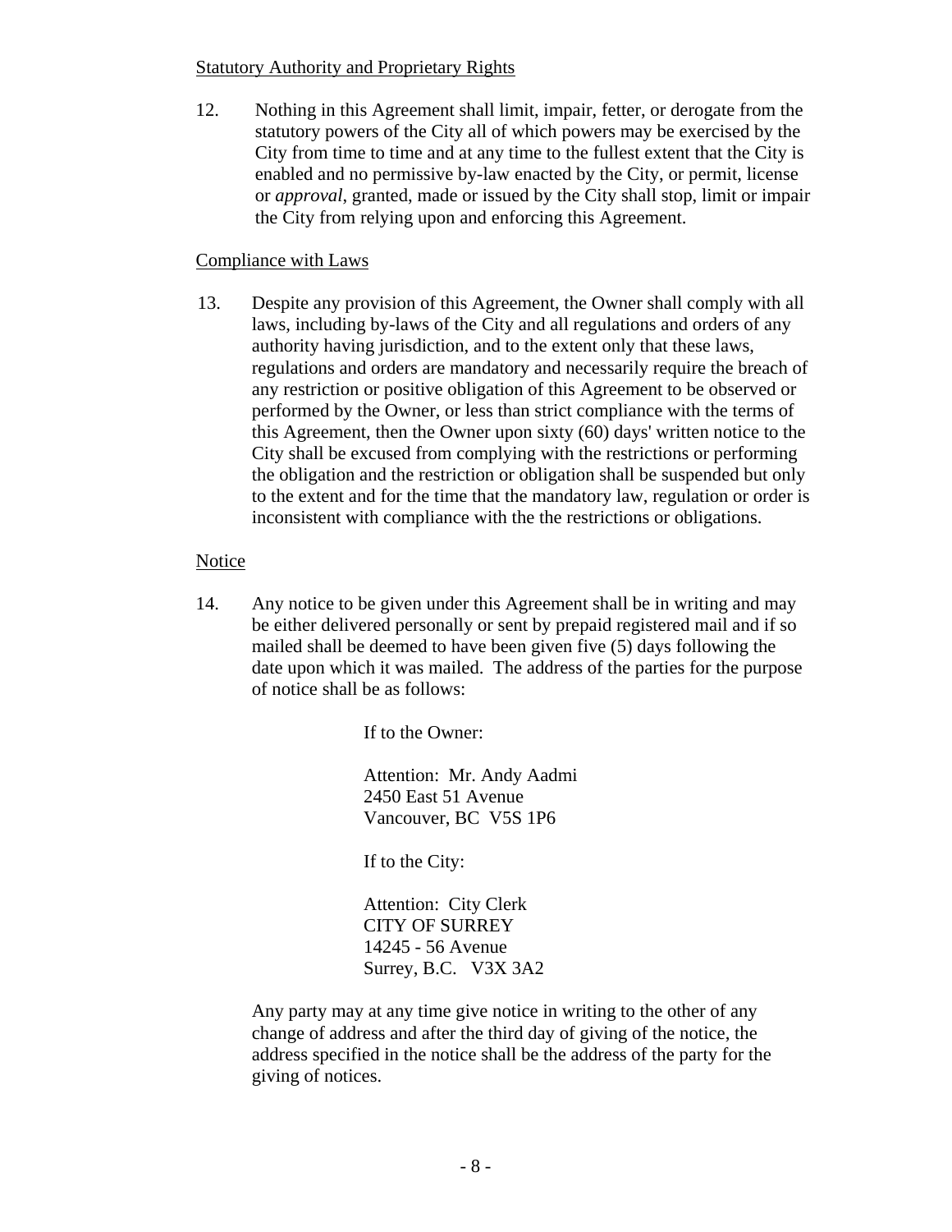Statutory Authority and Proprietary Rights

12. Nothing in this Agreement shall limit, impair, fetter, or derogate from the statutory powers of the City all of which powers may be exercised by the City from time to time and at any time to the fullest extent that the City is enabled and no permissive by-law enacted by the City, or permit, license or *approval*, granted, made or issued by the City shall stop, limit or impair the City from relying upon and enforcing this Agreement.

Compliance with Laws

13. Despite any provision of this Agreement, the Owner shall comply with all laws, including by-laws of the City and all regulations and orders of any authority having jurisdiction, and to the extent only that these laws, regulations and orders are mandatory and necessarily require the breach of any restriction or positive obligation of this Agreement to be observed or performed by the Owner, or less than strict compliance with the terms of this Agreement, then the Owner upon sixty (60) days' written notice to the City shall be excused from complying with the restrictions or performing the obligation and the restriction or obligation shall be suspended but only to the extent and for the time that the mandatory law, regulation or order is inconsistent with compliance with the the restrictions or obligations.

Notice

14. Any notice to be given under this Agreement shall be in writing and may be either delivered personally or sent by prepaid registered mail and if so mailed shall be deemed to have been given five (5) days following the date upon which it was mailed. The address of the parties for the purpose of notice shall be as follows:

 If to the Owner:

 Attention: Mr. Andy Aadmi
 2450 East 51 Avenue
 Vancouver, BC V5S 1P6

 If to the City:

 Attention: City Clerk
 CITY OF SURREY
 14245 - 56 Avenue
 Surrey, B.C. V3X 3A2

Any party may at any time give notice in writing to the other of any change of address and after the third day of giving of the notice, the address specified in the notice shall be the address of the party for the giving of notices.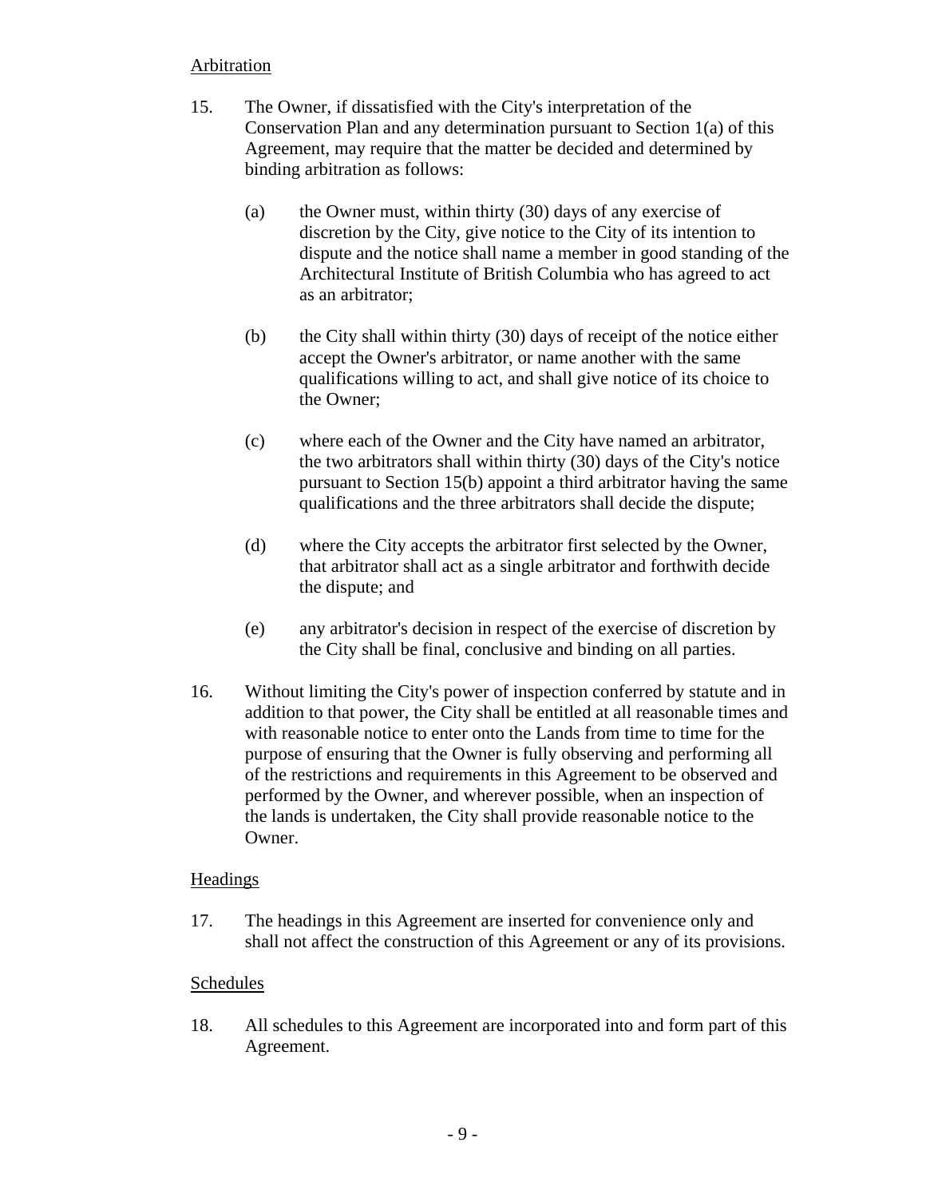Arbitration

15. The Owner, if dissatisfied with the City's interpretation of the Conservation Plan and any determination pursuant to Section 1(a) of this Agreement, may require that the matter be decided and determined by binding arbitration as follows:

    (a) the Owner must, within thirty (30) days of any exercise of discretion by the City, give notice to the City of its intention to dispute and the notice shall name a member in good standing of the Architectural Institute of British Columbia who has agreed to act as an arbitrator;

    (b) the City shall within thirty (30) days of receipt of the notice either accept the Owner's arbitrator, or name another with the same qualifications willing to act, and shall give notice of its choice to the Owner;

    (c) where each of the Owner and the City have named an arbitrator, the two arbitrators shall within thirty (30) days of the City's notice pursuant to Section 15(b) appoint a third arbitrator having the same qualifications and the three arbitrators shall decide the dispute;

    (d) where the City accepts the arbitrator first selected by the Owner, that arbitrator shall act as a single arbitrator and forthwith decide the dispute; and

    (e) any arbitrator's decision in respect of the exercise of discretion by the City shall be final, conclusive and binding on all parties.

16. Without limiting the City's power of inspection conferred by statute and in addition to that power, the City shall be entitled at all reasonable times and with reasonable notice to enter onto the Lands from time to time for the purpose of ensuring that the Owner is fully observing and performing all of the restrictions and requirements in this Agreement to be observed and performed by the Owner, and wherever possible, when an inspection of the lands is undertaken, the City shall provide reasonable notice to the Owner.

Headings

17. The headings in this Agreement are inserted for convenience only and shall not affect the construction of this Agreement or any of its provisions.

Schedules

18. All schedules to this Agreement are incorporated into and form part of this Agreement.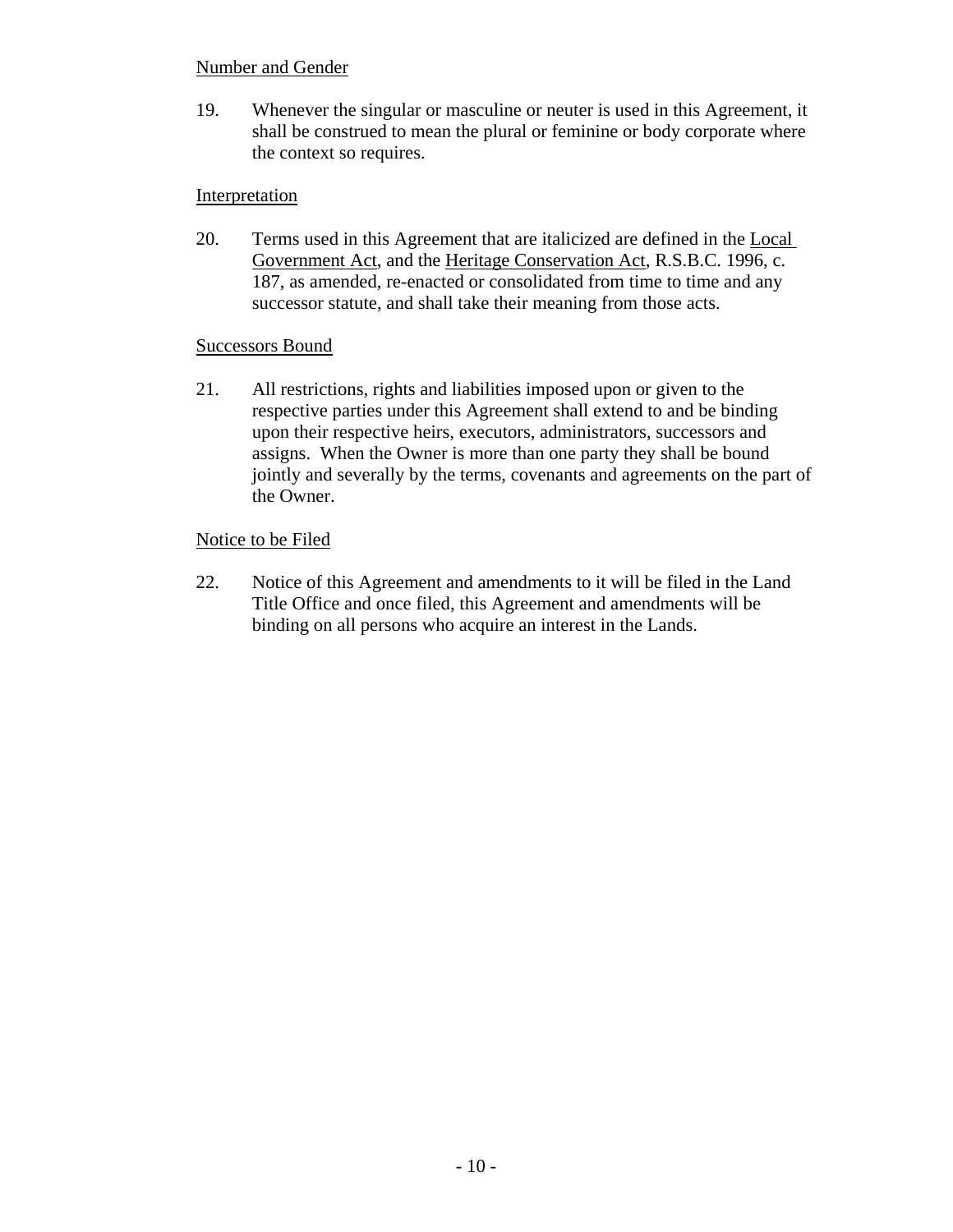Number and Gender

19. Whenever the singular or masculine or neuter is used in this Agreement, it shall be construed to mean the plural or feminine or body corporate where the context so requires.

Interpretation

20. Terms used in this Agreement that are italicized are defined in the Local Government Act, and the Heritage Conservation Act, R.S.B.C. 1996, c. 187, as amended, re-enacted or consolidated from time to time and any successor statute, and shall take their meaning from those acts.

Successors Bound

21. All restrictions, rights and liabilities imposed upon or given to the respective parties under this Agreement shall extend to and be binding upon their respective heirs, executors, administrators, successors and assigns. When the Owner is more than one party they shall be bound jointly and severally by the terms, covenants and agreements on the part of the Owner.

Notice to be Filed

22. Notice of this Agreement and amendments to it will be filed in the Land Title Office and once filed, this Agreement and amendments will be binding on all persons who acquire an interest in the Lands.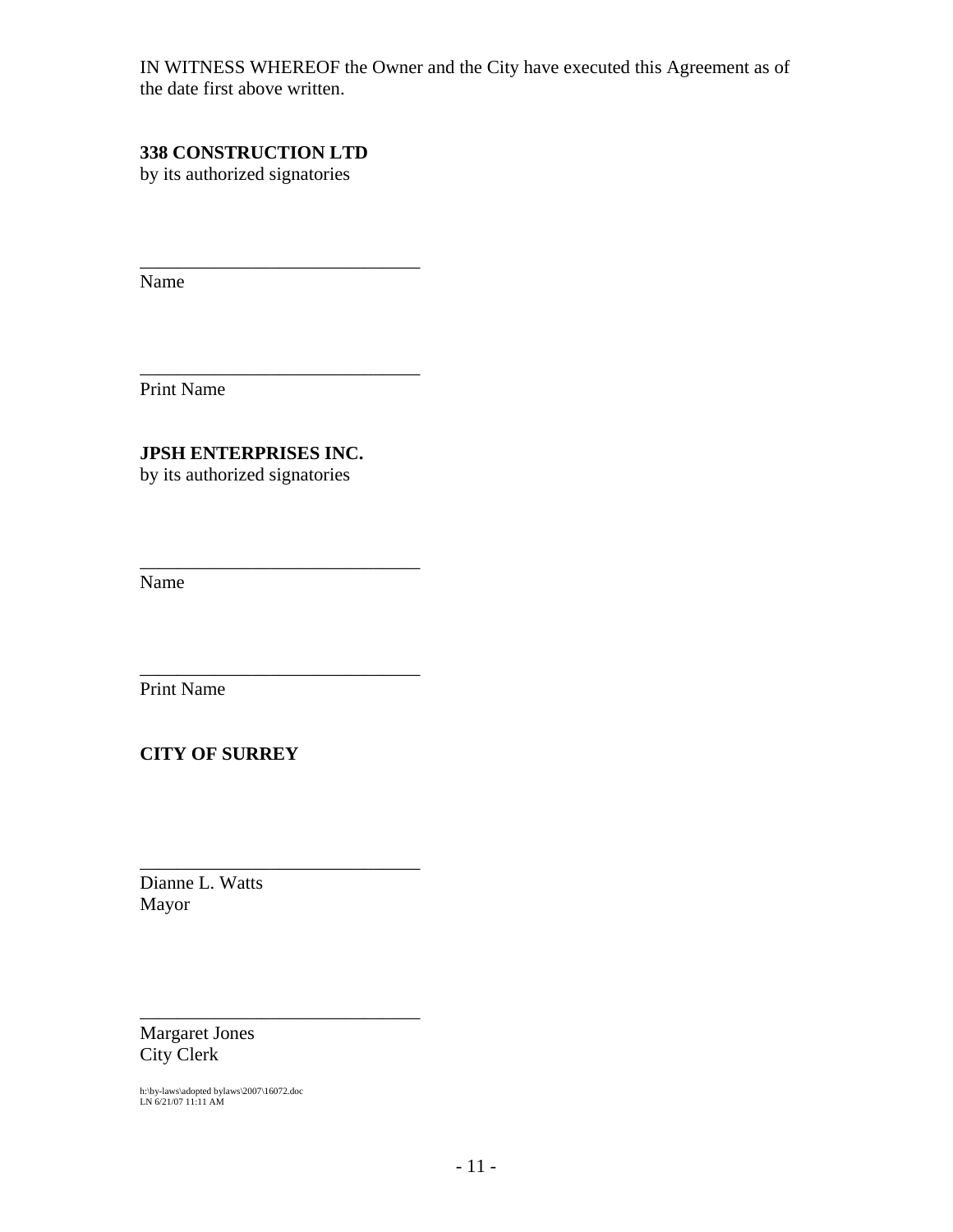IN WITNESS WHEREOF the Owner and the City have executed this Agreement as of the date first above written.

**338 CONSTRUCTION LTD**
by its authorized signatories

______________________________
Name

______________________________
Print Name

**JPSH ENTERPRISES INC.**
by its authorized signatories

______________________________
Name

______________________________
Print Name

**CITY OF SURREY**

______________________________
Dianne L. Watts
Mayor

______________________________
Margaret Jones
City Clerk

h:\by-laws\adopted bylaws\2007\16072.doc
LN 6/21/07 11:11 AM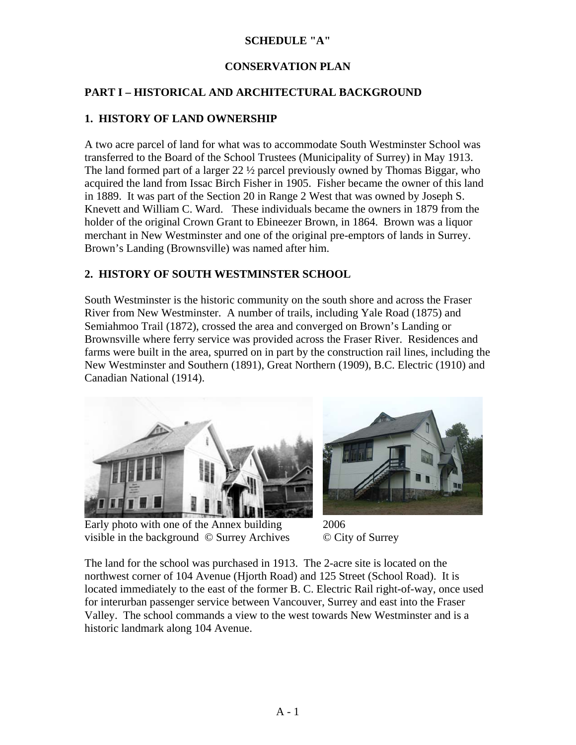**SCHEDULE "A"**

**CONSERVATION PLAN**

## PART I – HISTORICAL AND ARCHITECTURAL BACKGROUND

### 1. HISTORY OF LAND OWNERSHIP

A two acre parcel of land for what was to accommodate South Westminster School was transferred to the Board of the School Trustees (Municipality of Surrey) in May 1913. The land formed part of a larger 22 ½ parcel previously owned by Thomas Biggar, who acquired the land from Issac Birch Fisher in 1905. Fisher became the owner of this land in 1889. It was part of the Section 20 in Range 2 West that was owned by Joseph S. Knevett and William C. Ward. These individuals became the owners in 1879 from the holder of the original Crown Grant to Ebineezer Brown, in 1864. Brown was a liquor merchant in New Westminster and one of the original pre-emptors of lands in Surrey. Brown's Landing (Brownsville) was named after him.

### 2. HISTORY OF SOUTH WESTMINSTER SCHOOL

South Westminster is the historic community on the south shore and across the Fraser River from New Westminster. A number of trails, including Yale Road (1875) and Semiahmoo Trail (1872), crossed the area and converged on Brown's Landing or Brownsville where ferry service was provided across the Fraser River. Residences and farms were built in the area, spurred on in part by the construction rail lines, including the New Westminster and Southern (1891), Great Northern (1909), B.C. Electric (1910) and Canadian National (1914).

Early photo with one of the Annex building visible in the background © Surrey Archives

2006 © City of Surrey

The land for the school was purchased in 1913. The 2-acre site is located on the northwest corner of 104 Avenue (Hjorth Road) and 125 Street (School Road). It is located immediately to the east of the former B. C. Electric Rail right-of-way, once used for interurban passenger service between Vancouver, Surrey and east into the Fraser Valley. The school commands a view to the west towards New Westminster and is a historic landmark along 104 Avenue.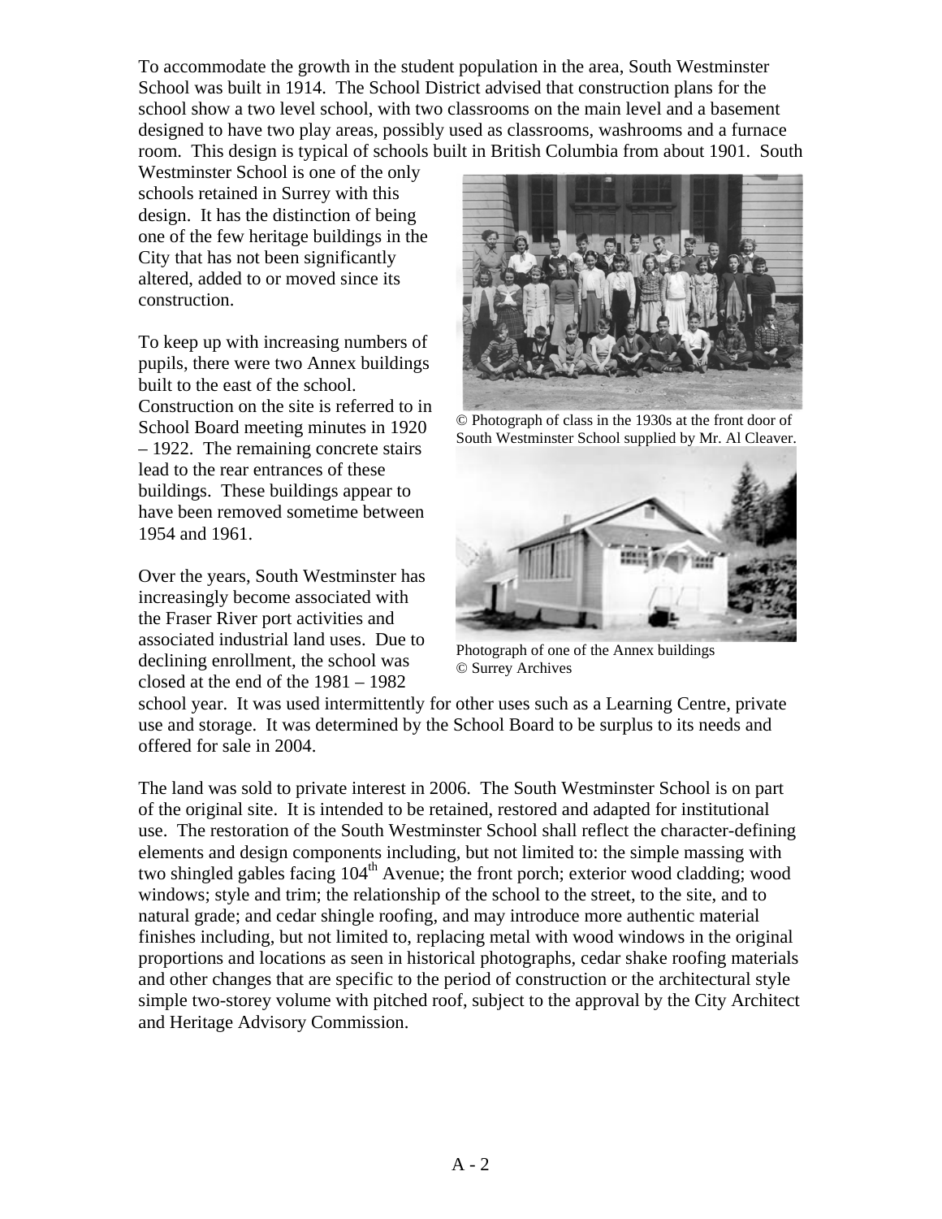To accommodate the growth in the student population in the area, South Westminster School was built in 1914. The School District advised that construction plans for the school show a two level school, with two classrooms on the main level and a basement designed to have two play areas, possibly used as classrooms, washrooms and a furnace room. This design is typical of schools built in British Columbia from about 1901. South Westminster School is one of the only schools retained in Surrey with this design. It has the distinction of being one of the few heritage buildings in the City that has not been significantly altered, added to or moved since its construction.

© Photograph of class in the 1930s at the front door of South Westminster School supplied by Mr. Al Cleaver.

To keep up with increasing numbers of pupils, there were two Annex buildings built to the east of the school. Construction on the site is referred to in School Board meeting minutes in 1920 – 1922. The remaining concrete stairs lead to the rear entrances of these buildings. These buildings appear to have been removed sometime between 1954 and 1961.

Photograph of one of the Annex buildings © Surrey Archives

Over the years, South Westminster has increasingly become associated with the Fraser River port activities and associated industrial land uses. Due to declining enrollment, the school was closed at the end of the 1981 – 1982 school year. It was used intermittently for other uses such as a Learning Centre, private use and storage. It was determined by the School Board to be surplus to its needs and offered for sale in 2004.

The land was sold to private interest in 2006. The South Westminster School is on part of the original site. It is intended to be retained, restored and adapted for institutional use. The restoration of the South Westminster School shall reflect the character-defining elements and design components including, but not limited to: the simple massing with two shingled gables facing 104th Avenue; the front porch; exterior wood cladding; wood windows; style and trim; the relationship of the school to the street, to the site, and to natural grade; and cedar shingle roofing, and may introduce more authentic material finishes including, but not limited to, replacing metal with wood windows in the original proportions and locations as seen in historical photographs, cedar shake roofing materials and other changes that are specific to the period of construction or the architectural style simple two-storey volume with pitched roof, subject to the approval by the City Architect and Heritage Advisory Commission.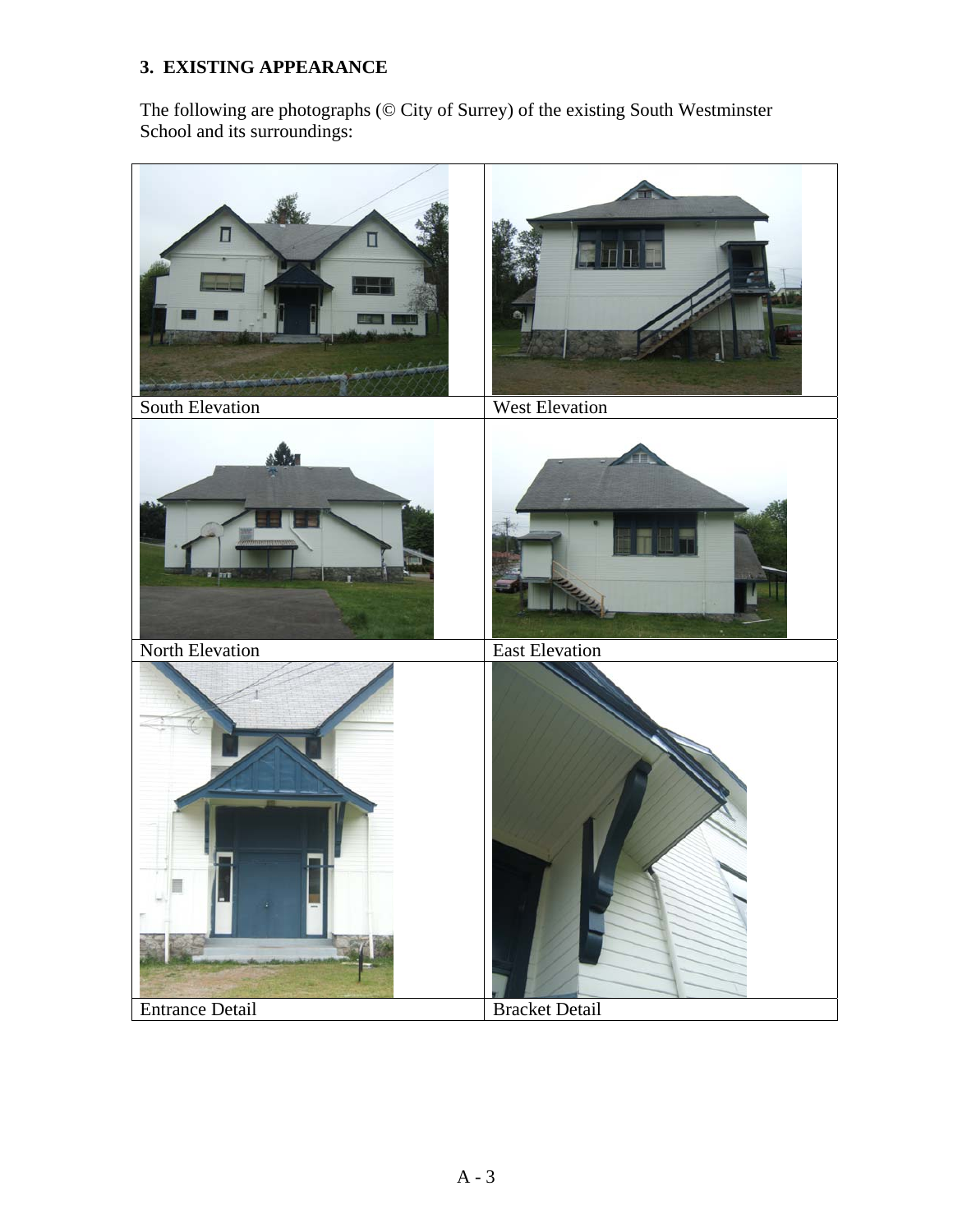## 3. EXISTING APPEARANCE

The following are photographs (© City of Surrey) of the existing South Westminster School and its surroundings:

| | |
|---|---|
| South Elevation | West Elevation |
| North Elevation | East Elevation |
| Entrance Detail | Bracket Detail |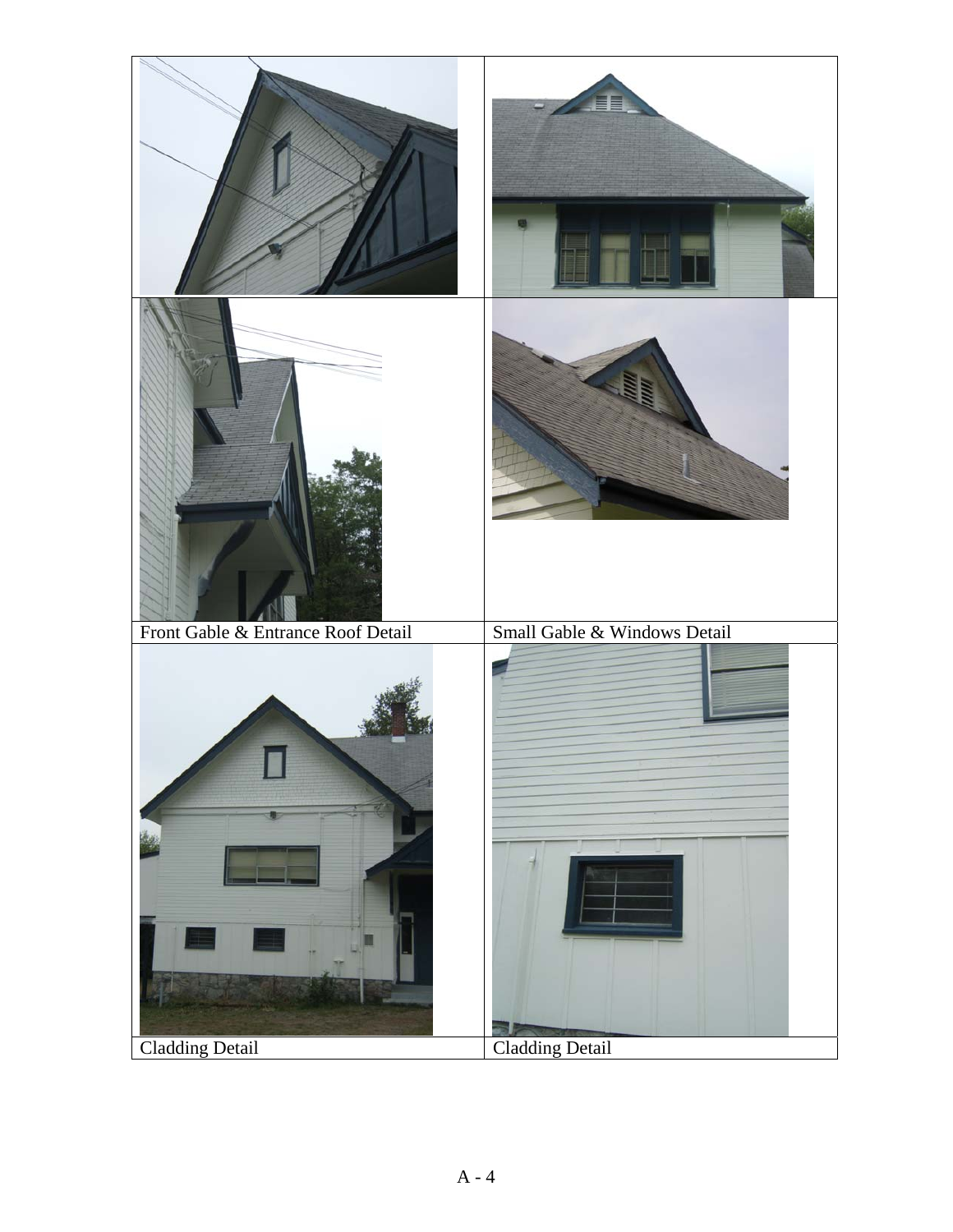| | |
|---|---|
| Front Gable & Entrance Roof Detail | Small Gable & Windows Detail |
| Cladding Detail | Cladding Detail |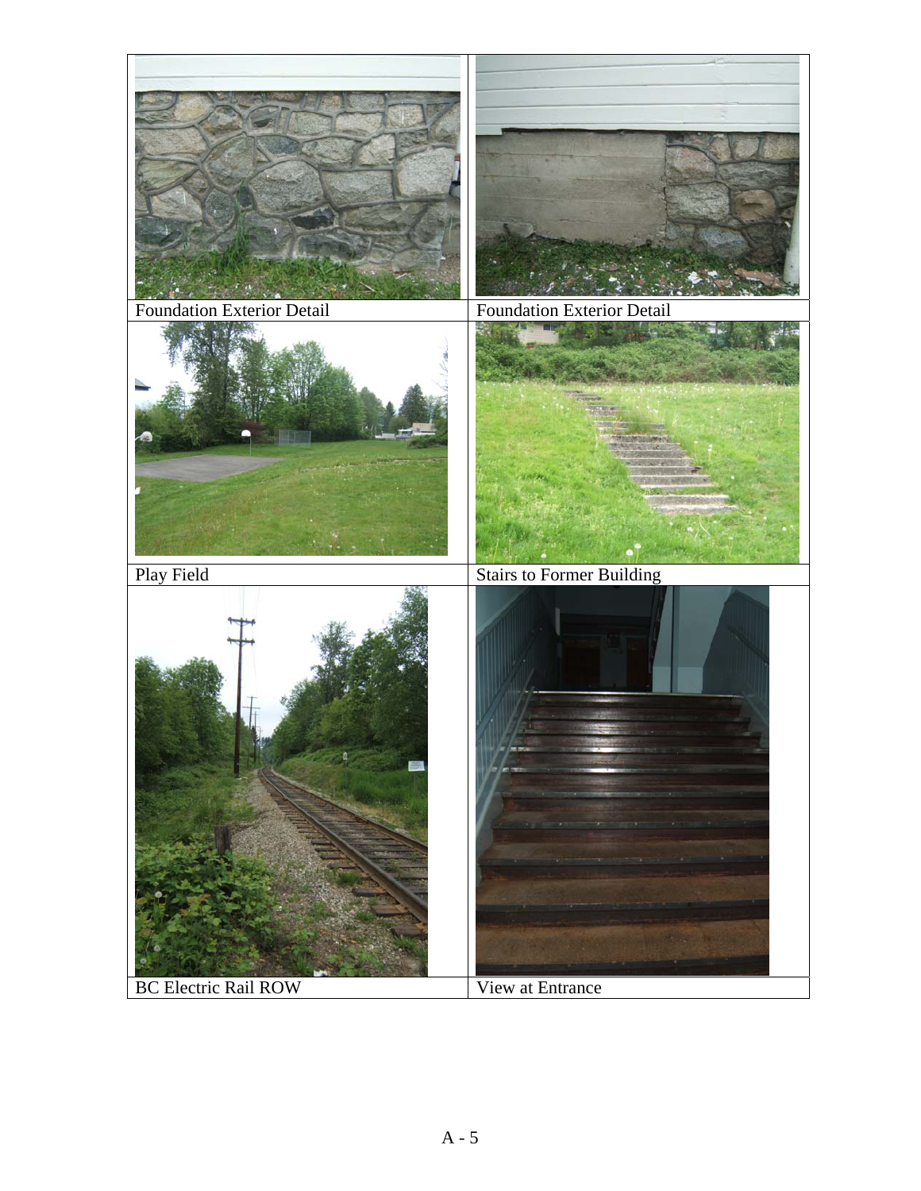| Foundation Exterior Detail | Foundation Exterior Detail |
|---|---|
| Play Field | Stairs to Former Building |
| BC Electric Rail ROW | View at Entrance |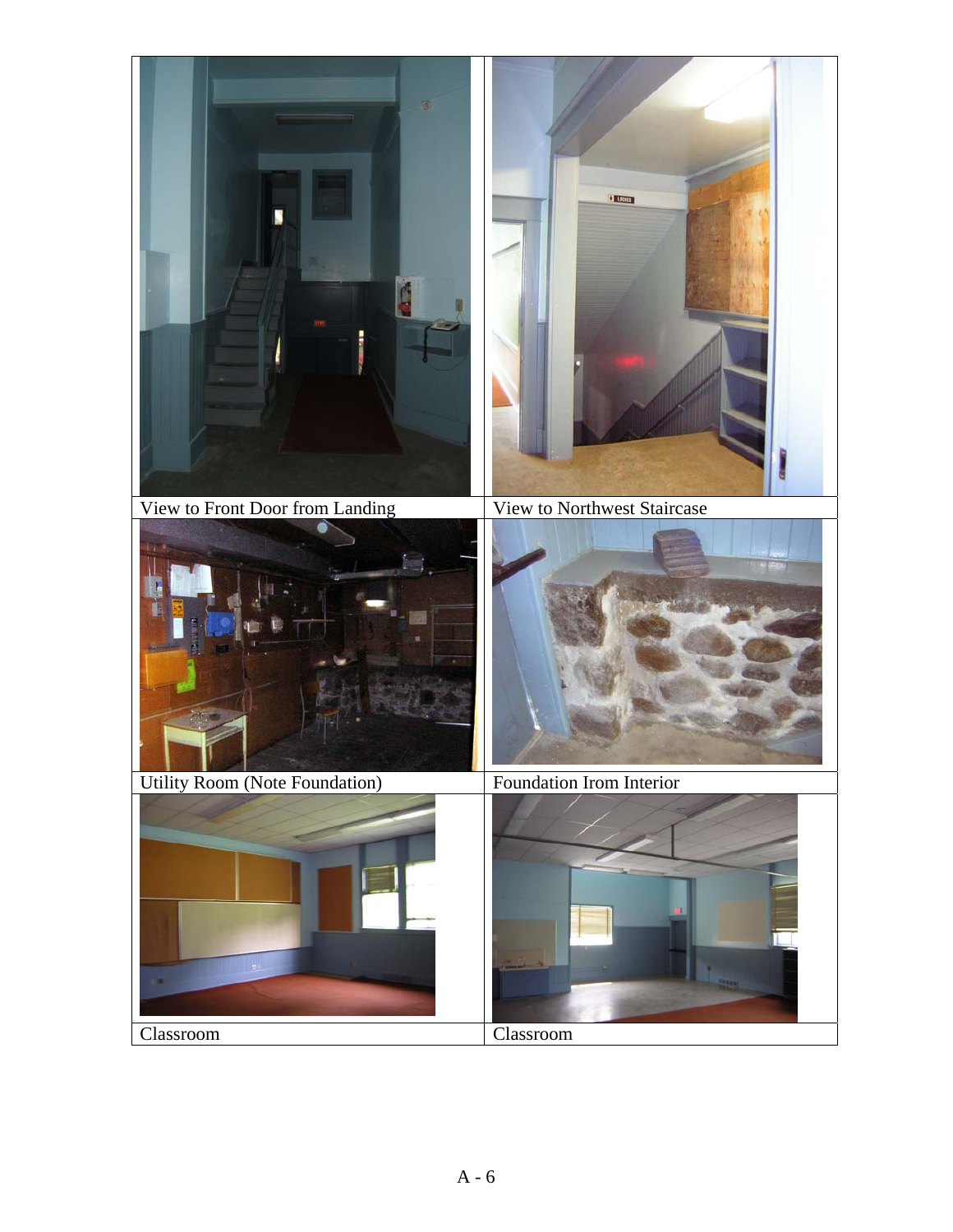| View to Front Door from Landing | View to Northwest Staircase |
| --- | --- |
| Utility Room (Note Foundation) | Foundation Irom Interior |
| Classroom | Classroom |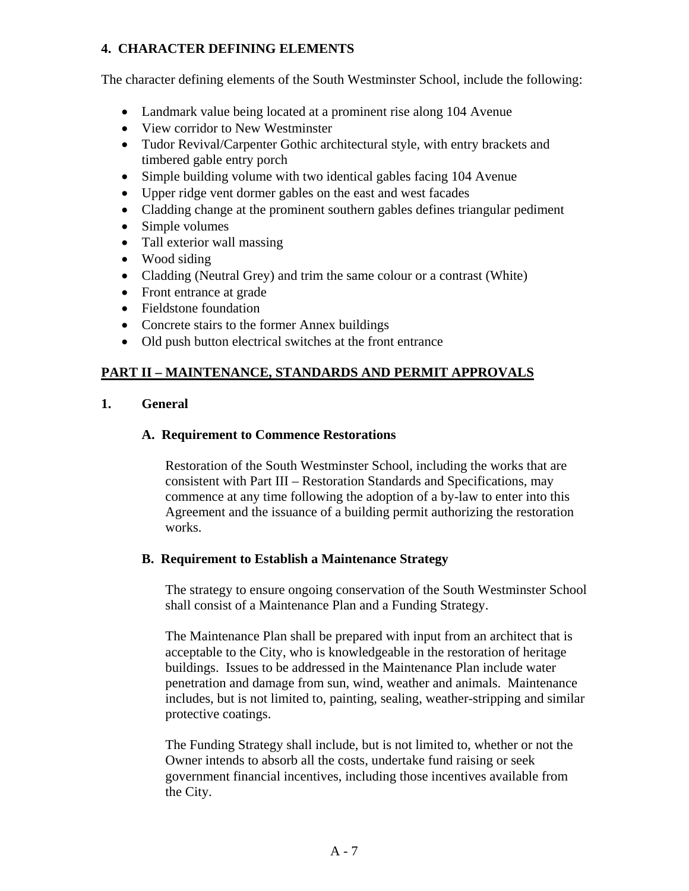## 4. CHARACTER DEFINING ELEMENTS

The character defining elements of the South Westminster School, include the following:

- Landmark value being located at a prominent rise along 104 Avenue
- View corridor to New Westminster
- Tudor Revival/Carpenter Gothic architectural style, with entry brackets and timbered gable entry porch
- Simple building volume with two identical gables facing 104 Avenue
- Upper ridge vent dormer gables on the east and west facades
- Cladding change at the prominent southern gables defines triangular pediment
- Simple volumes
- Tall exterior wall massing
- Wood siding
- Cladding (Neutral Grey) and trim the same colour or a contrast (White)
- Front entrance at grade
- Fieldstone foundation
- Concrete stairs to the former Annex buildings
- Old push button electrical switches at the front entrance

# PART II – MAINTENANCE, STANDARDS AND PERMIT APPROVALS

## 1. General

### A. Requirement to Commence Restorations

Restoration of the South Westminster School, including the works that are consistent with Part III – Restoration Standards and Specifications, may commence at any time following the adoption of a by-law to enter into this Agreement and the issuance of a building permit authorizing the restoration works.

### B. Requirement to Establish a Maintenance Strategy

The strategy to ensure ongoing conservation of the South Westminster School shall consist of a Maintenance Plan and a Funding Strategy.

The Maintenance Plan shall be prepared with input from an architect that is acceptable to the City, who is knowledgeable in the restoration of heritage buildings. Issues to be addressed in the Maintenance Plan include water penetration and damage from sun, wind, weather and animals. Maintenance includes, but is not limited to, painting, sealing, weather-stripping and similar protective coatings.

The Funding Strategy shall include, but is not limited to, whether or not the Owner intends to absorb all the costs, undertake fund raising or seek government financial incentives, including those incentives available from the City.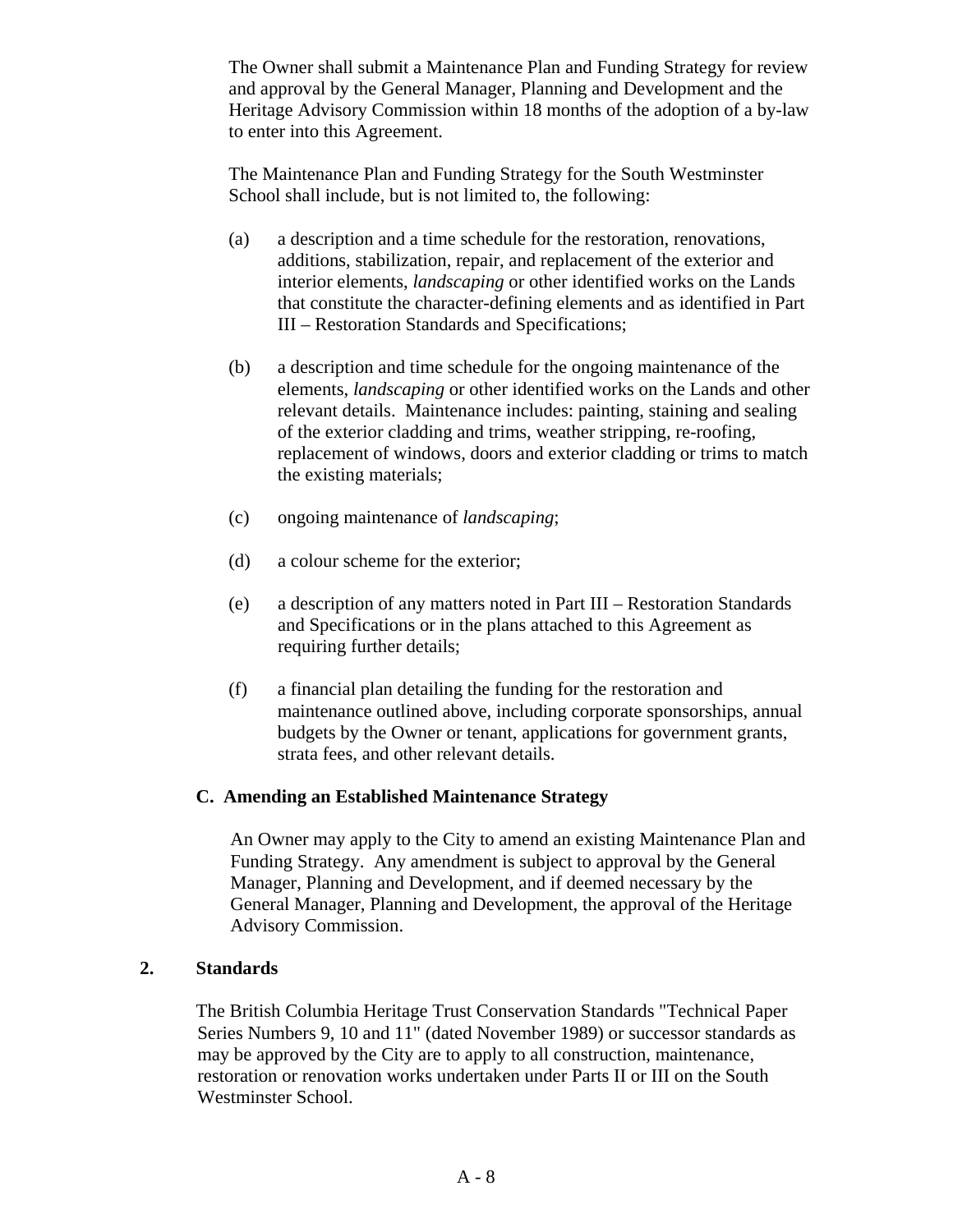The Owner shall submit a Maintenance Plan and Funding Strategy for review and approval by the General Manager, Planning and Development and the Heritage Advisory Commission within 18 months of the adoption of a by-law to enter into this Agreement.

The Maintenance Plan and Funding Strategy for the South Westminster School shall include, but is not limited to, the following:

(a) a description and a time schedule for the restoration, renovations, additions, stabilization, repair, and replacement of the exterior and interior elements, *landscaping* or other identified works on the Lands that constitute the character-defining elements and as identified in Part III – Restoration Standards and Specifications;

(b) a description and time schedule for the ongoing maintenance of the elements, *landscaping* or other identified works on the Lands and other relevant details. Maintenance includes: painting, staining and sealing of the exterior cladding and trims, weather stripping, re-roofing, replacement of windows, doors and exterior cladding or trims to match the existing materials;

(c) ongoing maintenance of *landscaping*;

(d) a colour scheme for the exterior;

(e) a description of any matters noted in Part III – Restoration Standards and Specifications or in the plans attached to this Agreement as requiring further details;

(f) a financial plan detailing the funding for the restoration and maintenance outlined above, including corporate sponsorships, annual budgets by the Owner or tenant, applications for government grants, strata fees, and other relevant details.

### C. Amending an Established Maintenance Strategy

An Owner may apply to the City to amend an existing Maintenance Plan and Funding Strategy. Any amendment is subject to approval by the General Manager, Planning and Development, and if deemed necessary by the General Manager, Planning and Development, the approval of the Heritage Advisory Commission.

## 2. Standards

The British Columbia Heritage Trust Conservation Standards "Technical Paper Series Numbers 9, 10 and 11" (dated November 1989) or successor standards as may be approved by the City are to apply to all construction, maintenance, restoration or renovation works undertaken under Parts II or III on the South Westminster School.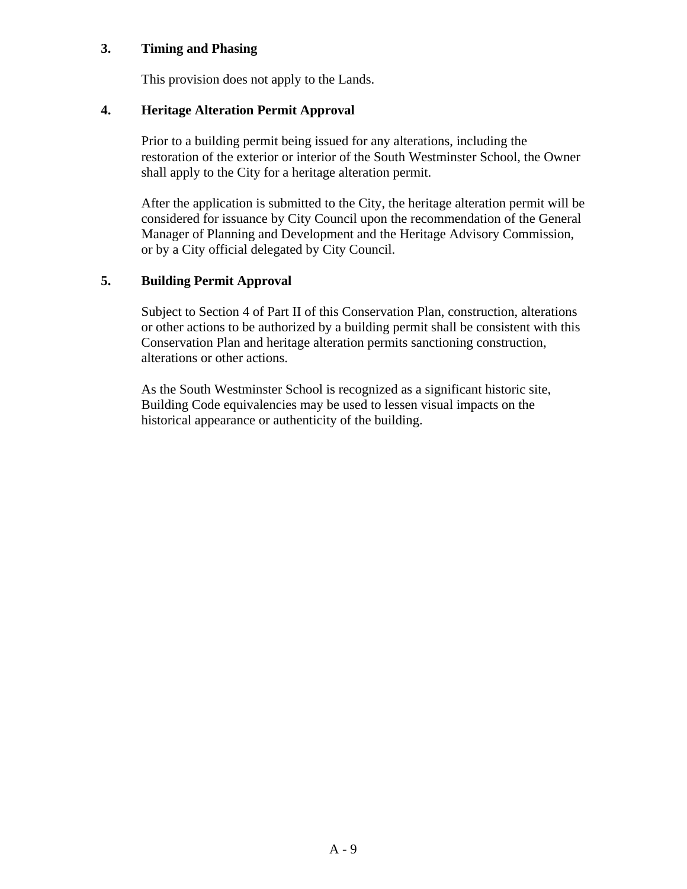### 3. Timing and Phasing

This provision does not apply to the Lands.

### 4. Heritage Alteration Permit Approval

Prior to a building permit being issued for any alterations, including the restoration of the exterior or interior of the South Westminster School, the Owner shall apply to the City for a heritage alteration permit.

After the application is submitted to the City, the heritage alteration permit will be considered for issuance by City Council upon the recommendation of the General Manager of Planning and Development and the Heritage Advisory Commission, or by a City official delegated by City Council.

### 5. Building Permit Approval

Subject to Section 4 of Part II of this Conservation Plan, construction, alterations or other actions to be authorized by a building permit shall be consistent with this Conservation Plan and heritage alteration permits sanctioning construction, alterations or other actions.

As the South Westminster School is recognized as a significant historic site, Building Code equivalencies may be used to lessen visual impacts on the historical appearance or authenticity of the building.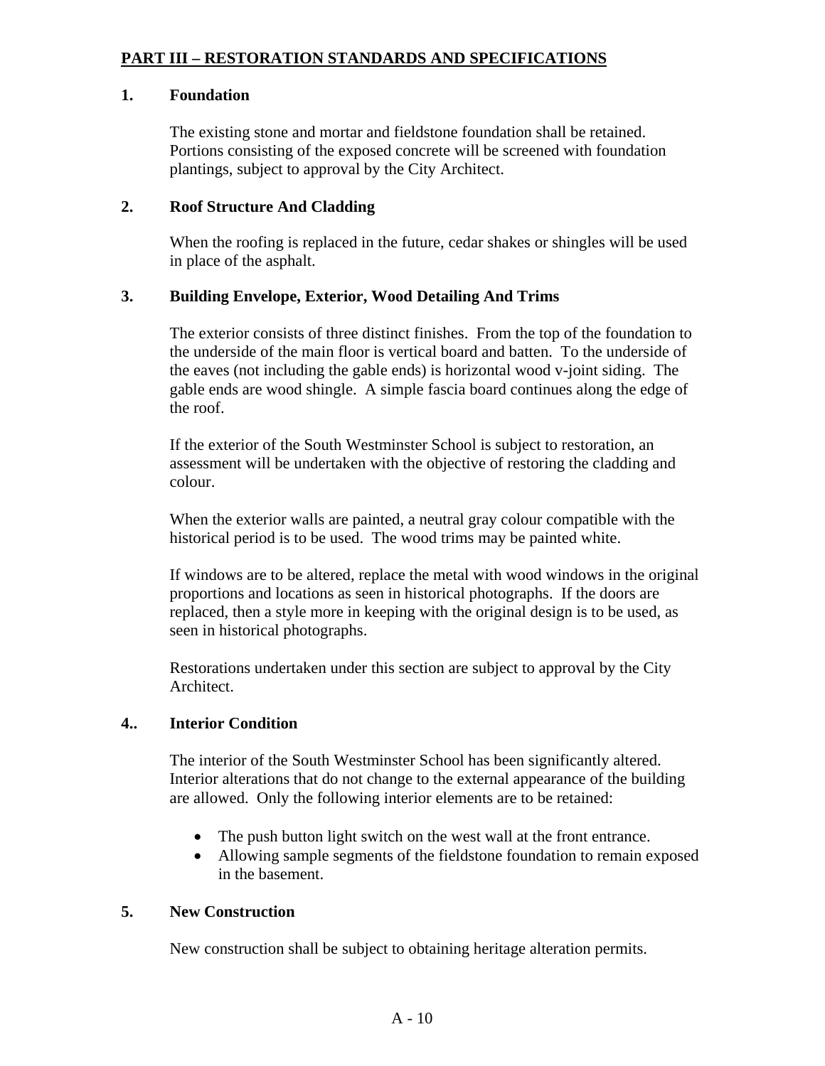## PART III – RESTORATION STANDARDS AND SPECIFICATIONS

### 1. Foundation

The existing stone and mortar and fieldstone foundation shall be retained. Portions consisting of the exposed concrete will be screened with foundation plantings, subject to approval by the City Architect.

### 2. Roof Structure And Cladding

When the roofing is replaced in the future, cedar shakes or shingles will be used in place of the asphalt.

### 3. Building Envelope, Exterior, Wood Detailing And Trims

The exterior consists of three distinct finishes. From the top of the foundation to the underside of the main floor is vertical board and batten. To the underside of the eaves (not including the gable ends) is horizontal wood v-joint siding. The gable ends are wood shingle. A simple fascia board continues along the edge of the roof.

If the exterior of the South Westminster School is subject to restoration, an assessment will be undertaken with the objective of restoring the cladding and colour.

When the exterior walls are painted, a neutral gray colour compatible with the historical period is to be used. The wood trims may be painted white.

If windows are to be altered, replace the metal with wood windows in the original proportions and locations as seen in historical photographs. If the doors are replaced, then a style more in keeping with the original design is to be used, as seen in historical photographs.

Restorations undertaken under this section are subject to approval by the City Architect.

### 4.. Interior Condition

The interior of the South Westminster School has been significantly altered. Interior alterations that do not change to the external appearance of the building are allowed. Only the following interior elements are to be retained:

- The push button light switch on the west wall at the front entrance.
- Allowing sample segments of the fieldstone foundation to remain exposed in the basement.

### 5. New Construction

New construction shall be subject to obtaining heritage alteration permits.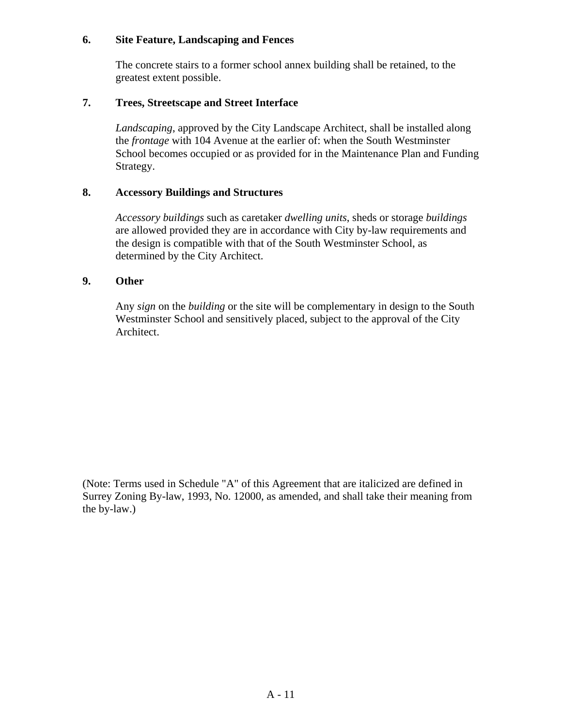**6. Site Feature, Landscaping and Fences**

The concrete stairs to a former school annex building shall be retained, to the greatest extent possible.

**7. Trees, Streetscape and Street Interface**

*Landscaping*, approved by the City Landscape Architect, shall be installed along the *frontage* with 104 Avenue at the earlier of: when the South Westminster School becomes occupied or as provided for in the Maintenance Plan and Funding Strategy.

**8. Accessory Buildings and Structures**

*Accessory buildings* such as caretaker *dwelling units*, sheds or storage *buildings* are allowed provided they are in accordance with City by-law requirements and the design is compatible with that of the South Westminster School, as determined by the City Architect.

**9. Other**

Any *sign* on the *building* or the site will be complementary in design to the South Westminster School and sensitively placed, subject to the approval of the City Architect.

(Note: Terms used in Schedule "A" of this Agreement that are italicized are defined in Surrey Zoning By-law, 1993, No. 12000, as amended, and shall take their meaning from the by-law.)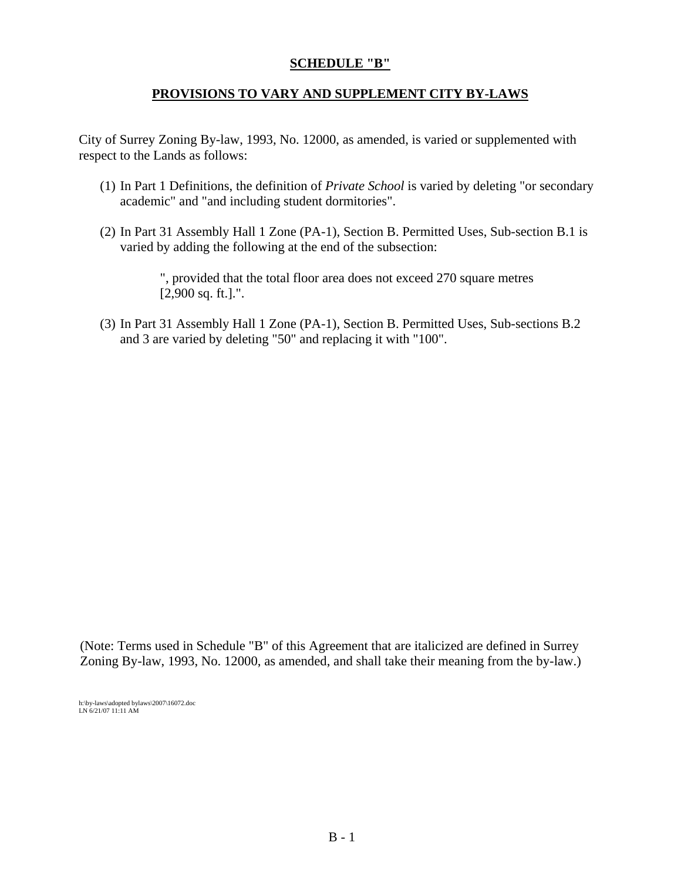# SCHEDULE "B"

## PROVISIONS TO VARY AND SUPPLEMENT CITY BY-LAWS

City of Surrey Zoning By-law, 1993, No. 12000, as amended, is varied or supplemented with respect to the Lands as follows:

(1) In Part 1 Definitions, the definition of *Private School* is varied by deleting "or secondary academic" and "and including student dormitories".

(2) In Part 31 Assembly Hall 1 Zone (PA-1), Section B. Permitted Uses, Sub-section B.1 is varied by adding the following at the end of the subsection:

> ", provided that the total floor area does not exceed 270 square metres [2,900 sq. ft.].".

(3) In Part 31 Assembly Hall 1 Zone (PA-1), Section B. Permitted Uses, Sub-sections B.2 and 3 are varied by deleting "50" and replacing it with "100".

(Note: Terms used in Schedule "B" of this Agreement that are italicized are defined in Surrey Zoning By-law, 1993, No. 12000, as amended, and shall take their meaning from the by-law.)

h:\by-laws\adopted bylaws\2007\16072.doc
LN 6/21/07 11:11 AM